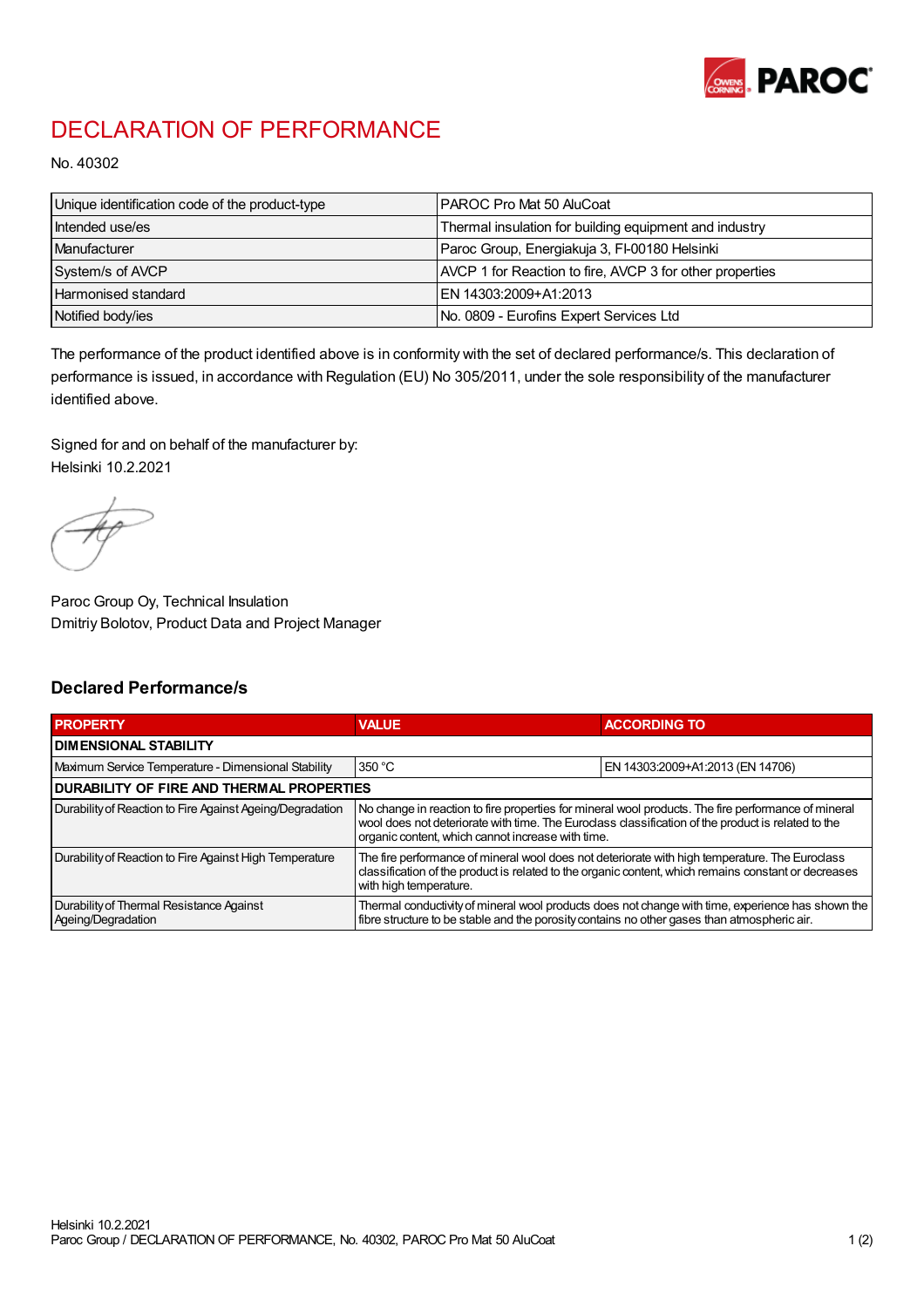# DECLARATION OF PERFORMANCE

No. 40302

| Unique identification code of the product-type | PAROC Pro Mat 50 AluCoat |
| --- | --- |
| Intended use/es | Thermal insulation for building equipment and industry |
| Manufacturer | Paroc Group, Energiakuja 3, FI-00180 Helsinki |
| System/s of AVCP | AVCP 1 for Reaction to fire, AVCP 3 for other properties |
| Harmonised standard | EN 14303:2009+A1:2013 |
| Notified body/ies | No. 0809 - Eurofins Expert Services Ltd |

The performance of the product identified above is in conformity with the set of declared performance/s. This declaration of performance is issued, in accordance with Regulation (EU) No 305/2011, under the sole responsibility of the manufacturer identified above.

Signed for and on behalf of the manufacturer by:
Helsinki 10.2.2021

Paroc Group Oy, Technical Insulation
Dmitriy Bolotov, Product Data and Project Manager

## Declared Performance/s

| PROPERTY | VALUE | ACCORDING TO |
| --- | --- | --- |
| **DIMENSIONAL STABILITY** | | |
| Maximum Service Temperature - Dimensional Stability | 350 °C | EN 14303:2009+A1:2013 (EN 14706) |
| **DURABILITY OF FIRE AND THERMAL PROPERTIES** | | |
| Durability of Reaction to Fire Against Ageing/Degradation | No change in reaction to fire properties for mineral wool products. The fire performance of mineral wool does not deteriorate with time. The Euroclass classification of the product is related to the organic content, which cannot increase with time. | |
| Durability of Reaction to Fire Against High Temperature | The fire performance of mineral wool does not deteriorate with high temperature. The Euroclass classification of the product is related to the organic content, which remains constant or decreases with high temperature. | |
| Durability of Thermal Resistance Against Ageing/Degradation | Thermal conductivity of mineral wool products does not change with time, experience has shown the fibre structure to be stable and the porosity contains no other gases than atmospheric air. | |

Helsinki 10.2.2021
Paroc Group / DECLARATION OF PERFORMANCE, No. 40302, PAROC Pro Mat 50 AluCoat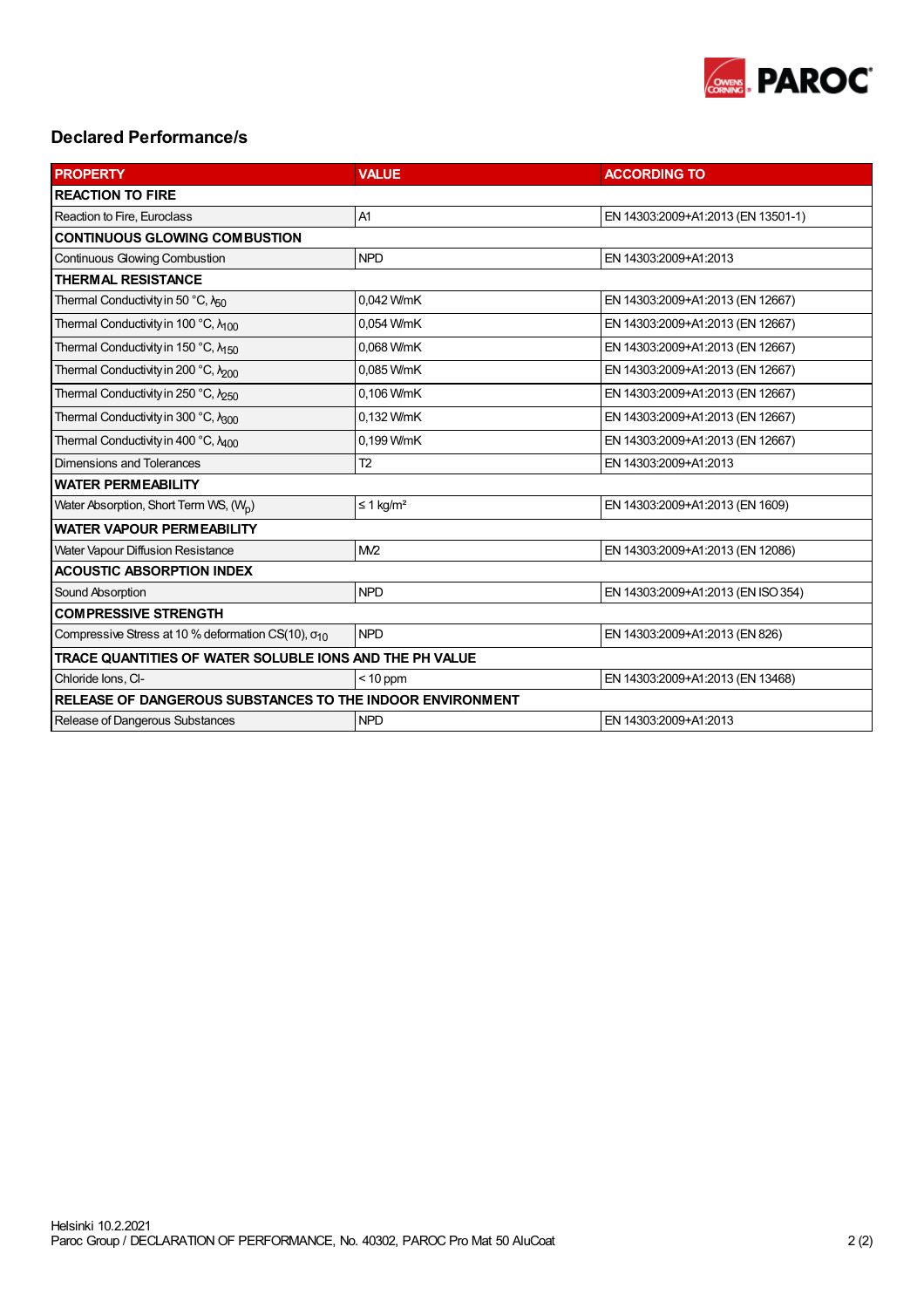## Declared Performance/s

| PROPERTY | VALUE | ACCORDING TO |
|---|---|---|
| **REACTION TO FIRE** | | |
| Reaction to Fire, Euroclass | A1 | EN 14303:2009+A1:2013 (EN 13501-1) |
| **CONTINUOUS GLOWING COMBUSTION** | | |
| Continuous Glowing Combustion | NPD | EN 14303:2009+A1:2013 |
| **THERMAL RESISTANCE** | | |
| Thermal Conductivity in 50 °C, $\lambda_{50}$ | 0,042 W/mK | EN 14303:2009+A1:2013 (EN 12667) |
| Thermal Conductivity in 100 °C, $\lambda_{100}$ | 0,054 W/mK | EN 14303:2009+A1:2013 (EN 12667) |
| Thermal Conductivity in 150 °C, $\lambda_{150}$ | 0,068 W/mK | EN 14303:2009+A1:2013 (EN 12667) |
| Thermal Conductivity in 200 °C, $\lambda_{200}$ | 0,085 W/mK | EN 14303:2009+A1:2013 (EN 12667) |
| Thermal Conductivity in 250 °C, $\lambda_{250}$ | 0,106 W/mK | EN 14303:2009+A1:2013 (EN 12667) |
| Thermal Conductivity in 300 °C, $\lambda_{300}$ | 0,132 W/mK | EN 14303:2009+A1:2013 (EN 12667) |
| Thermal Conductivity in 400 °C, $\lambda_{400}$ | 0,199 W/mK | EN 14303:2009+A1:2013 (EN 12667) |
| Dimensions and Tolerances | T2 | EN 14303:2009+A1:2013 |
| **WATER PERMEABILITY** | | |
| Water Absorption, Short Term WS, ($W_p$) | ≤ 1 kg/m² | EN 14303:2009+A1:2013 (EN 1609) |
| **WATER VAPOUR PERMEABILITY** | | |
| Water Vapour Diffusion Resistance | MV2 | EN 14303:2009+A1:2013 (EN 12086) |
| **ACOUSTIC ABSORPTION INDEX** | | |
| Sound Absorption | NPD | EN 14303:2009+A1:2013 (EN ISO 354) |
| **COMPRESSIVE STRENGTH** | | |
| Compressive Stress at 10 % deformation CS(10), $\sigma_{10}$ | NPD | EN 14303:2009+A1:2013 (EN 826) |
| **TRACE QUANTITIES OF WATER SOLUBLE IONS AND THE PH VALUE** | | |
| Chloride Ions, Cl- | < 10 ppm | EN 14303:2009+A1:2013 (EN 13468) |
| **RELEASE OF DANGEROUS SUBSTANCES TO THE INDOOR ENVIRONMENT** | | |
| Release of Dangerous Substances | NPD | EN 14303:2009+A1:2013 |

Helsinki 10.2.2021
Paroc Group / DECLARATION OF PERFORMANCE, No. 40302, PAROC Pro Mat 50 AluCoat